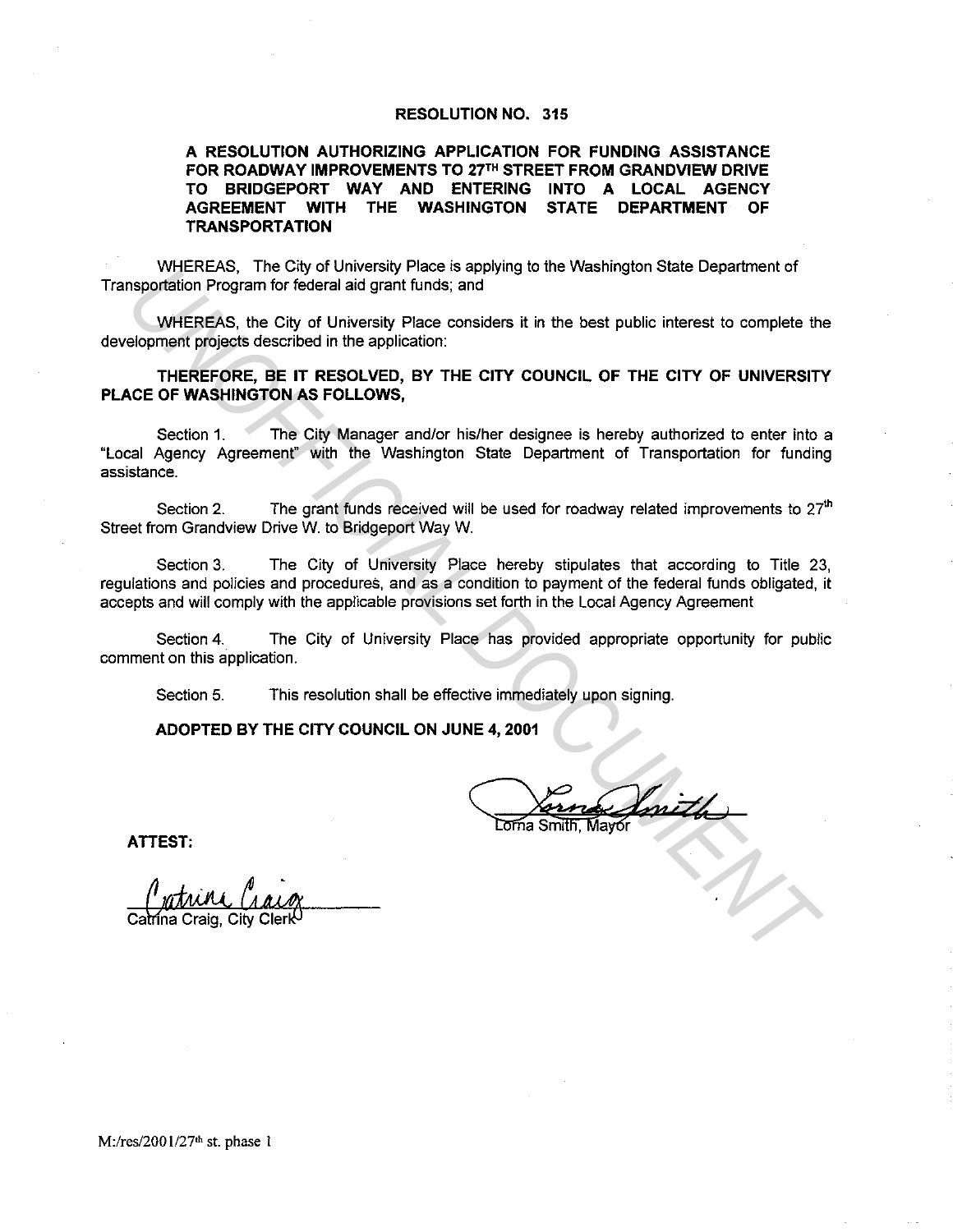# RESOLUTION NO. 315

## A RESOLUTION AUTHORIZING APPLICATION FOR FUNDING ASSISTANCE FOR ROADWAY IMPROVEMENTS TO 27TH STREET FROM GRANDVIEW DRIVE TO BRIDGEPORT WAY AND ENTERING INTO A LOCAL AGENCY AGREEMENT WITH THE WASHINGTON STATE DEPARTMENT OF TRANSPORTATION

WHEREAS, The City of University Place is applying to the Washington State Department of Transportation Program for federal aid grant funds; and

WHEREAS, the City of University Place considers it in the best public interest to complete the development projects described in the application:

**THEREFORE, BE IT RESOLVED, BY THE CITY COUNCIL OF THE CITY OF UNIVERSITY PLACE OF WASHINGTON AS FOLLOWS,**

Section 1. The City Manager and/or his/her designee is hereby authorized to enter into a "Local Agency Agreement" with the Washington State Department of Transportation for funding assistance.

Section 2. The grant funds received will be used for roadway related improvements to 27th Street from Grandview Drive W. to Bridgeport Way W.

Section 3. The City of University Place hereby stipulates that according to Title 23, regulations and policies and procedures, and as a condition to payment of the federal funds obligated, it accepts and will comply with the applicable provisions set forth in the Local Agency Agreement

Section 4. The City of University Place has provided appropriate opportunity for public comment on this application.

Section 5. This resolution shall be effective immediately upon signing.

**ADOPTED BY THE CITY COUNCIL ON JUNE 4, 2001**

Lorna Smith, Mayor

**ATTEST:**

Catrina Craig, City Clerk

M:/res/2001/27th st. phase 1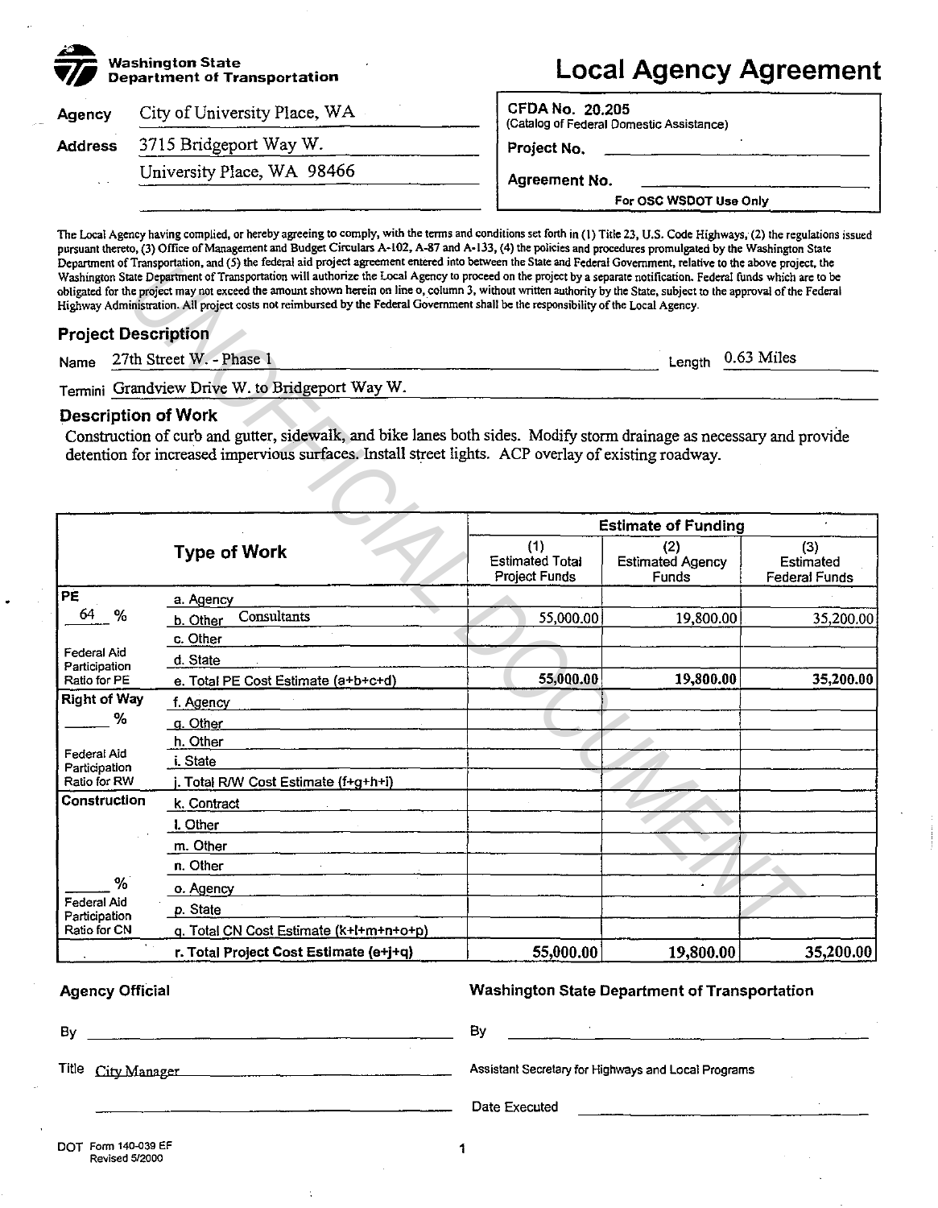**Washington State Department of Transportation**

# Local Agency Agreement

| | |
|---|---|
| **Agency** | City of University Place, WA |
| **Address** | 3715 Bridgeport Way W. |
| | University Place, WA 98466 |

**CFDA No. 20.205**
(Catalog of Federal Domestic Assistance)

**Project No.** 

**Agreement No.** 

For OSC WSDOT Use Only

The Local Agency having complied, or hereby agreeing to comply, with the terms and conditions set forth in (1) Title 23, U.S. Code Highways, (2) the regulations issued pursuant thereto, (3) Office of Management and Budget Circulars A-102, A-87 and A-133, (4) the policies and procedures promulgated by the Washington State Department of Transportation, and (5) the federal aid project agreement entered into between the State and Federal Government, relative to the above project, the Washington State Department of Transportation will authorize the Local Agency to proceed on the project by a separate notification. Federal funds which are to be obligated for the project may not exceed the amount shown herein on line o, column 3, without written authority by the State, subject to the approval of the Federal Highway Administration. All project costs not reimbursed by the Federal Government shall be the responsibility of the Local Agency.

## Project Description

Name 27th Street W. - Phase 1 Length 0.63 Miles

Termini Grandview Drive W. to Bridgeport Way W.

## Description of Work

Construction of curb and gutter, sidewalk, and bike lanes both sides. Modify storm drainage as necessary and provide detention for increased impervious surfaces. Install street lights. ACP overlay of existing roadway.

| | Type of Work | Estimate of Funding | | |
|---|---|---|---|---|
| | | (1) Estimated Total Project Funds | (2) Estimated Agency Funds | (3) Estimated Federal Funds |
| **PE** | a. Agency | | | |
| 64 % | b. Other Consultants | 55,000.00 | 19,800.00 | 35,200.00 |
| | c. Other | | | |
| Federal Aid Participation | d. State | | | |
| Ratio for PE | e. Total PE Cost Estimate (a+b+c+d) | **55,000.00** | **19,800.00** | **35,200.00** |
| **Right of Way** | f. Agency | | | |
| ___ % | g. Other | | | |
| | h. Other | | | |
| Federal Aid Participation | i. State | | | |
| Ratio for RW | j. Total R/W Cost Estimate (f+g+h+i) | | | |
| **Construction** | k. Contract | | | |
| | l. Other | | | |
| | m. Other | | | |
| | n. Other | | | |
| ___ % | o. Agency | | | |
| Federal Aid Participation | p. State | | | |
| Ratio for CN | q. Total CN Cost Estimate (k+l+m+n+o+p) | | | |
| | **r. Total Project Cost Estimate (e+j+q)** | **55,000.00** | **19,800.00** | **35,200.00** |

**Agency Official**

By ______________________

Title City Manager

______________________

**Washington State Department of Transportation**

By ______________________

Assistant Secretary for Highways and Local Programs

Date Executed ______________________

DOT Form 140-039 EF
Revised 5/2000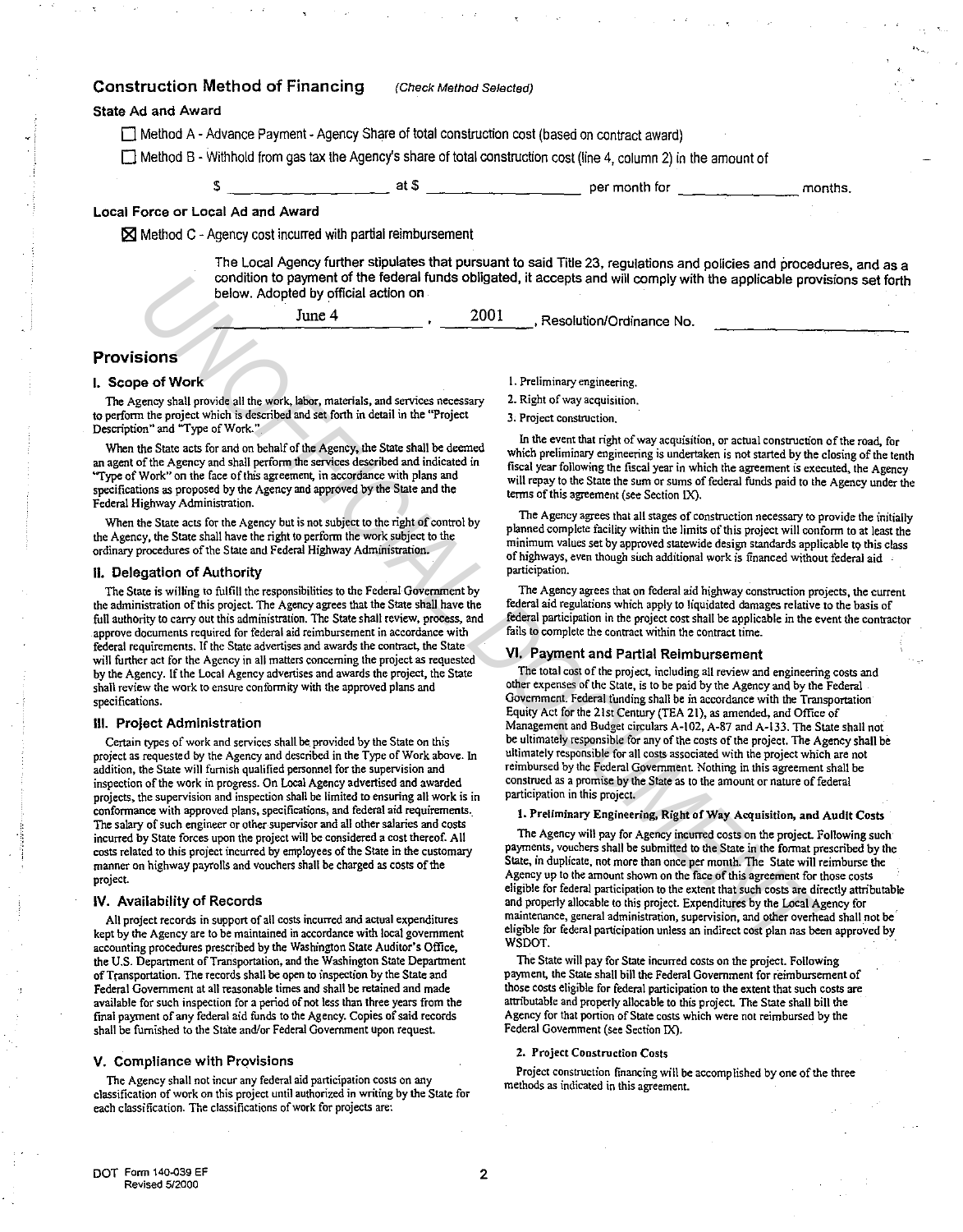## Construction Method of Financing *(Check Method Selected)*

**State Ad and Award**

☐ Method A - Advance Payment - Agency Share of total construction cost (based on contract award)

☐ Method B - Withhold from gas tax the Agency's share of total construction cost (line 4, column 2) in the amount of

$ \_\_\_\_\_\_\_\_\_\_\_\_\_\_\_\_ at $ \_\_\_\_\_\_\_\_\_\_\_\_\_\_\_\_ per month for \_\_\_\_\_\_\_\_\_\_\_\_ months.

**Local Force or Local Ad and Award**

☒ Method C - Agency cost incurred with partial reimbursement

The Local Agency further stipulates that pursuant to said Title 23, regulations and policies and procedures, and as a condition to payment of the federal funds obligated, it accepts and will comply with the applicable provisions set forth below. Adopted by official action on

June 4 , 2001 , Resolution/Ordinance No. \_\_\_\_\_\_\_\_\_\_\_\_\_\_\_\_

## Provisions

### I. Scope of Work

The Agency shall provide all the work, labor, materials, and services necessary to perform the project which is described and set forth in detail in the "Project Description" and "Type of Work."

When the State acts for and on behalf of the Agency, the State shall be deemed an agent of the Agency and shall perform the services described and indicated in "Type of Work" on the face of this agreement, in accordance with plans and specifications as proposed by the Agency and approved by the State and the Federal Highway Administration.

When the State acts for the Agency but is not subject to the right of control by the Agency, the State shall have the right to perform the work subject to the ordinary procedures of the State and Federal Highway Administration.

### II. Delegation of Authority

The State is willing to fulfill the responsibilities to the Federal Government by the administration of this project. The Agency agrees that the State shall have the full authority to carry out this administration. The State shall review, process, and approve documents required for federal aid reimbursement in accordance with federal requirements. If the State advertises and awards the contract, the State will further act for the Agency in all matters concerning the project as requested by the Agency. If the Local Agency advertises and awards the project, the State shall review the work to ensure conformity with the approved plans and specifications.

### III. Project Administration

Certain types of work and services shall be provided by the State on this project as requested by the Agency and described in the Type of Work above. In addition, the State will furnish qualified personnel for the supervision and inspection of the work in progress. On Local Agency advertised and awarded projects, the supervision and inspection shall be limited to ensuring all work is in conformance with approved plans, specifications, and federal aid requirements. The salary of such engineer or other supervisor and all other salaries and costs incurred by State forces upon the project will be considered a cost thereof. All costs related to this project incurred by employees of the State in the customary manner on highway payrolls and vouchers shall be charged as costs of the project.

### IV. Availability of Records

All project records in support of all costs incurred and actual expenditures kept by the Agency are to be maintained in accordance with local government accounting procedures prescribed by the Washington State Auditor's Office, the U.S. Department of Transportation, and the Washington State Department of Transportation. The records shall be open to inspection by the State and Federal Government at all reasonable times and shall be retained and made available for such inspection for a period of not less than three years from the final payment of any federal aid funds to the Agency. Copies of said records shall be furnished to the State and/or Federal Government upon request.

### V. Compliance with Provisions

The Agency shall not incur any federal aid participation costs on any classification of work on this project until authorized in writing by the State for each classification. The classifications of work for projects are:

1. Preliminary engineering.
2. Right of way acquisition.
3. Project construction.

In the event that right of way acquisition, or actual construction of the road, for which preliminary engineering is undertaken is not started by the closing of the tenth fiscal year following the fiscal year in which the agreement is executed, the Agency will repay to the State the sum or sums of federal funds paid to the Agency under the terms of this agreement (see Section IX).

The Agency agrees that all stages of construction necessary to provide the initially planned complete facility within the limits of this project will conform to at least the minimum values set by approved statewide design standards applicable to this class of highways, even though such additional work is financed without federal aid participation.

The Agency agrees that on federal aid highway construction projects, the current federal aid regulations which apply to liquidated damages relative to the basis of federal participation in the project cost shall be applicable in the event the contractor fails to complete the contract within the contract time.

### VI. Payment and Partial Reimbursement

The total cost of the project, including all review and engineering costs and other expenses of the State, is to be paid by the Agency and by the Federal Government. Federal funding shall be in accordance with the Transportation Equity Act for the 21st Century (TEA 21), as amended, and Office of Management and Budget circulars A-102, A-87 and A-133. The State shall not be ultimately responsible for any of the costs of the project. The Agency shall be ultimately responsible for all costs associated with the project which are not reimbursed by the Federal Government. Nothing in this agreement shall be construed as a promise by the State as to the amount or nature of federal participation in this project.

**1. Preliminary Engineering, Right of Way Acquisition, and Audit Costs**

The Agency will pay for Agency incurred costs on the project. Following such payments, vouchers shall be submitted to the State in the format prescribed by the State, in duplicate, not more than once per month. The State will reimburse the Agency up to the amount shown on the face of this agreement for those costs eligible for federal participation to the extent that such costs are directly attributable and properly allocable to this project. Expenditures by the Local Agency for maintenance, general administration, supervision, and other overhead shall not be eligible for federal participation unless an indirect cost plan has been approved by WSDOT.

The State will pay for State incurred costs on the project. Following payment, the State shall bill the Federal Government for reimbursement of those costs eligible for federal participation to the extent that such costs are attributable and properly allocable to this project. The State shall bill the Agency for that portion of State costs which were not reimbursed by the Federal Government (see Section IX).

**2. Project Construction Costs**

Project construction financing will be accomplished by one of the three methods as indicated in this agreement.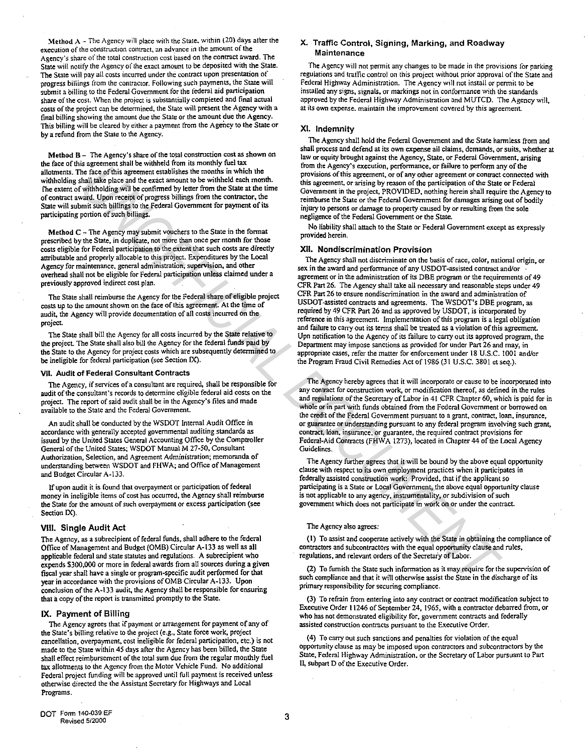**Method A** - The Agency will place with the State, within (20) days after the execution of the construction contract, an advance in the amount of the Agency's share of the total construction cost based on the contract award. The State will notify the Agency of the exact amount to be deposited with the State. The State will pay all costs incurred under the contract upon presentation of progress billings from the contractor. Following such payments, the State will submit a billing to the Federal Government for the federal aid participation share of the cost. When the project is substantially completed and final actual costs of the project can be determined, the State will present the Agency with a final billing showing the amount due the State or the amount due the Agency. This billing will be cleared by either a payment from the Agency to the State or by a refund from the State to the Agency.

**Method B** – The Agency's share of the total construction cost as shown on the face of this agreement shall be withheld from its monthly fuel tax allotments. The face of this agreement establishes the months in which the withholding shall take place and the exact amount to be withheld each month. The extent of withholding will be confirmed by letter from the State at the time of contract award. Upon receipt of progress billings from the contractor, the State will submit such billings to the Federal Government for payment of its participating portion of such billings.

**Method C** – The Agency may submit vouchers to the State in the format prescribed by the State, in duplicate, not more than once per month for those costs eligible for Federal participation to the extent that such costs are directly attributable and properly allocable to this project. Expenditures by the Local Agency for maintenance, general administration, supervision, and other overhead shall not be eligible for Federal participation unless claimed under a previously approved indirect cost plan.

The State shall reimburse the Agency for the Federal share of eligible project costs up to the amount shown on the face of this agreement. At the time of audit, the Agency will provide documentation of all costs incurred on the project.

The State shall bill the Agency for all costs incurred by the State relative to the project. The State shall also bill the Agency for the federal funds paid by the State to the Agency for project costs which are subsequently determined to be ineligible for federal participation (see Section IX).

## VII. Audit of Federal Consultant Contracts

The Agency, if services of a consultant are required, shall be responsible for audit of the consultant's records to determine eligible federal aid costs on the project. The report of said audit shall be in the Agency's files and made available to the State and the Federal Government.

An audit shall be conducted by the WSDOT Internal Audit Office in accordance with generally accepted governmental auditing standards as issued by the United States General Accounting Office by the Comptroller General of the United States; WSDOT Manual M 27-50, Consultant Authorization, Selection, and Agreement Administration; memoranda of understanding between WSDOT and FHWA; and Office of Management and Budget Circular A-133.

If upon audit it is found that overpayment or participation of federal money in ineligible items of cost has occurred, the Agency shall reimburse the State for the amount of such overpayment or excess participation (see Section IX).

## VIII. Single Audit Act

The Agency, as a subrecipient of federal funds, shall adhere to the federal Office of Management and Budget (OMB) Circular A-133 as well as all applicable federal and state statutes and regulations. A subrecipient who expends $300,000 or more in federal awards from all sources during a given fiscal year shall have a single or program-specific audit performed for that year in accordance with the provisions of OMB Circular A-133. Upon conclusion of the A-133 audit, the Agency shall be responsible for ensuring that a copy of the report is transmitted promptly to the State.

## IX. Payment of Billing

The Agency agrees that if payment or arrangement for payment of any of the State's billing relative to the project (e.g., State force work, project cancellation, overpayment, cost ineligible for federal participation, etc.) is not made to the State within 45 days after the Agency has been billed, the State shall effect reimbursement of the total sum due from the regular monthly fuel tax allotments to the Agency from the Motor Vehicle Fund. No additional Federal project funding will be approved until full payment is received unless otherwise directed the the Assistant Secretary for Highways and Local Programs.

## X. Traffic Control, Signing, Marking, and Roadway Maintenance

The Agency will not permit any changes to be made in the provisions for parking regulations and traffic control on this project without prior approval of the State and Federal Highway Administration. The Agency will not install or permit to be installed any signs, signals, or markings not in conformance with the standards approved by the Federal Highway Administration and MUTCD. The Agency will, at its own expense, maintain the improvement covered by this agreement.

## XI. Indemnity

The Agency shall hold the Federal Government and the State harmless from and shall process and defend at its own expense all claims, demands, or suits, whether at law or equity brought against the Agency, State, or Federal Government, arising from the Agency's execution, performance, or failure to perform any of the provisions of this agreement, or of any other agreement or contract connected with this agreement, or arising by reason of the participation of the State or Federal Government in the project, PROVIDED, nothing herein shall require the Agency to reimburse the State or the Federal Government for damages arising out of bodily injury to persons or damage to property caused by or resulting from the sole negligence of the Federal Government or the State.

No liability shall attach to the State or Federal Government except as expressly provided herein.

## XII. Nondiscrimination Provision

The Agency shall not discriminate on the basis of race, color, national origin, or sex in the award and performance of any USDOT-assisted contract and/or agreement or in the administration of its DBE program or the requirements of 49 CFR Part 26. The Agency shall take all necessary and reasonable steps under 49 CFR Part 26 to ensure nondiscrimination in the award and administration of USDOT-assisted contracts and agreements. The WSDOT's DBE program, as required by 49 CFR Part 26 and as approved by USDOT, is incorporated by reference in this agreement. Implementation of this program is a legal obligation and failure to carry out its terms shall be treated as a violation of this agreement. Upn notification to the Agency of its failure to carry out its approved program, the Department may impose sanctions as provided for under Part 26 and may, in appropriate cases, refer the matter for enforcement under 18 U.S.C. 1001 and/or the Program Fraud Civil Remedies Act of 1986 (31 U.S.C. 3801 et seq.).

The Agency hereby agrees that it will incorporate or cause to be incorporated into any contract for construction work, or modification thereof, as defined in the rules and regulations of the Secretary of Labor in 41 CFR Chapter 60, which is paid for in whole or in part with funds obtained from the Federal Government or borrowed on the credit of the Federal Government pursuant to a grant, contract, loan, insurance, or guarantee or understanding pursuant to any federal program involving such grant, contract, loan, insurance, or guarantee, the required contract provisions for Federal-Aid Contracts (FHWA 1273), located in Chapter 44 of the Local Agency Guidelines.

The Agency further agrees that it will be bound by the above equal opportunity clause with respect to its own employment practices when it participates in federally assisted construction work: Provided, that if the applicant so participating is a State or Local Government, the above equal opportunity clause is not applicable to any agency, instrumentality, or subdivision of such government which does not participate in work on or under the contract.

The Agency also agrees:

(1) To assist and cooperate actively with the State in obtaining the compliance of contractors and subcontractors with the equal opportunity clause and rules, regulations, and relevant orders of the Secretary of Labor.

(2) To furnish the State such information as it may require for the supervision of such compliance and that it will otherwise assist the State in the discharge of its primary responsibility for securing compliance.

(3) To refrain from entering into any contract or contract modification subject to Executive Order 11246 of September 24, 1965, with a contractor debarred from, or who has not demonstrated eligibility for, government contracts and federally assisted construction contracts pursuant to the Executive Order.

(4) To carry out such sanctions and penalties for violation of the equal opportunity clause as may be imposed upon contractors and subcontractors by the State, Federal Highway Administration, or the Secretary of Labor pursuant to Part II, subpart D of the Executive Order.

DOT Form 140-039 EF
Revised 5/2000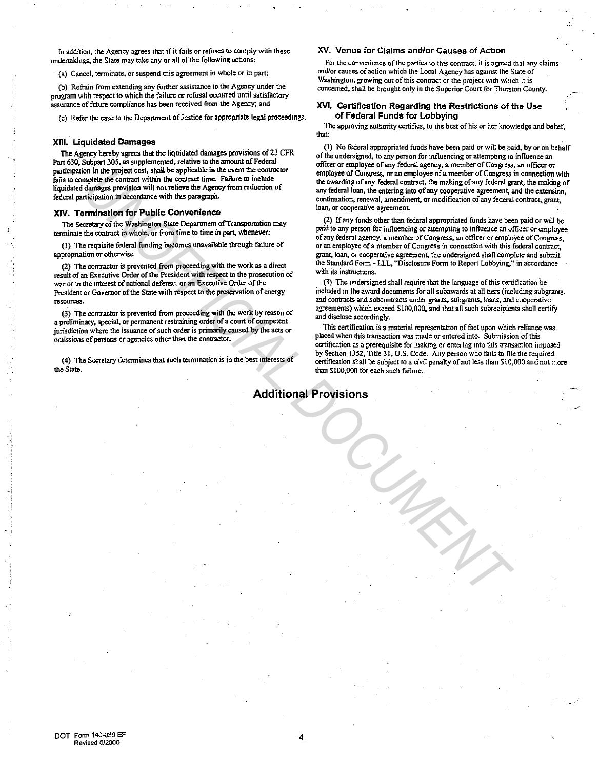In addition, the Agency agrees that if it fails or refuses to comply with these undertakings, the State may take any or all of the following actions:

(a) Cancel, terminate, or suspend this agreement in whole or in part;

(b) Refrain from extending any further assistance to the Agency under the program with respect to which the failure or refusal occurred until satisfactory assurance of future compliance has been received from the Agency; and

(c) Refer the case to the Department of Justice for appropriate legal proceedings.

## XIII. Liquidated Damages

The Agency hereby agrees that the liquidated damages provisions of 23 CFR Part 630, Subpart 305, as supplemented, relative to the amount of Federal participation in the project cost, shall be applicable in the event the contractor fails to complete the contract within the contract time. Failure to include liquidated damages provision will not relieve the Agency from reduction of federal participation in accordance with this paragraph.

## XIV. Termination for Public Convenience

The Secretary of the Washington State Department of Transportation may terminate the contract in whole, or from time to time in part, whenever:

(1) The requisite federal funding becomes unavailable through failure of appropriation or otherwise.

(2) The contractor is prevented from proceeding with the work as a direct result of an Executive Order of the President with respect to the prosecution of war or in the interest of national defense, or an Executive Order of the President or Governor of the State with respect to the preservation of energy resources.

(3) The contractor is prevented from proceeding with the work by reason of a preliminary, special, or permanent restraining order of a court of competent jurisdiction where the issuance of such order is primarily caused by the acts or omissions of persons or agencies other than the contractor.

(4) The Secretary determines that such termination is in the best interests of the State.

## XV. Venue for Claims and/or Causes of Action

For the convenience of the parties to this contract, it is agreed that any claims and/or causes of action which the Local Agency has against the State of Washington, growing out of this contract or the project with which it is concerned, shall be brought only in the Superior Court for Thurston County.

## XVI. Certification Regarding the Restrictions of the Use of Federal Funds for Lobbying

The approving authority certifies, to the best of his or her knowledge and belief, that:

(1) No federal appropriated funds have been paid or will be paid, by or on behalf of the undersigned, to any person for influencing or attempting to influence an officer or employee of any federal agency, a member of Congress, an officer or employee of Congress, or an employee of a member of Congress in connection with the awarding of any federal contract, the making of any federal grant, the making of any federal loan, the entering into of any cooperative agreement, and the extension, continuation, renewal, amendment, or modification of any federal contract, grant, loan, or cooperative agreement.

(2) If any funds other than federal appropriated funds have been paid or will be paid to any person for influencing or attempting to influence an officer or employee of any federal agency, a member of Congress, an officer or employee of Congress, or an employee of a member of Congress in connection with this federal contract, grant, loan, or cooperative agreement, the undersigned shall complete and submit the Standard Form - LLL, "Disclosure Form to Report Lobbying," in accordance with its instructions.

(3) The undersigned shall require that the language of this certification be included in the award documents for all subawards at all tiers (including subgrants, and contracts and subcontracts under grants, subgrants, loans, and cooperative agreements) which exceed $100,000, and that all such subrecipients shall certify and disclose accordingly.

This certification is a material representation of fact upon which reliance was placed when this transaction was made or entered into. Submission of this certification as a prerequisite for making or entering into this transaction imposed by Section 1352, Title 31, U.S. Code. Any person who fails to file the required certification shall be subject to a civil penalty of not less than $10,000 and not more than $100,000 for each such failure.

# Additional Provisions

DOT Form 140-039 EF
Revised 5/2000